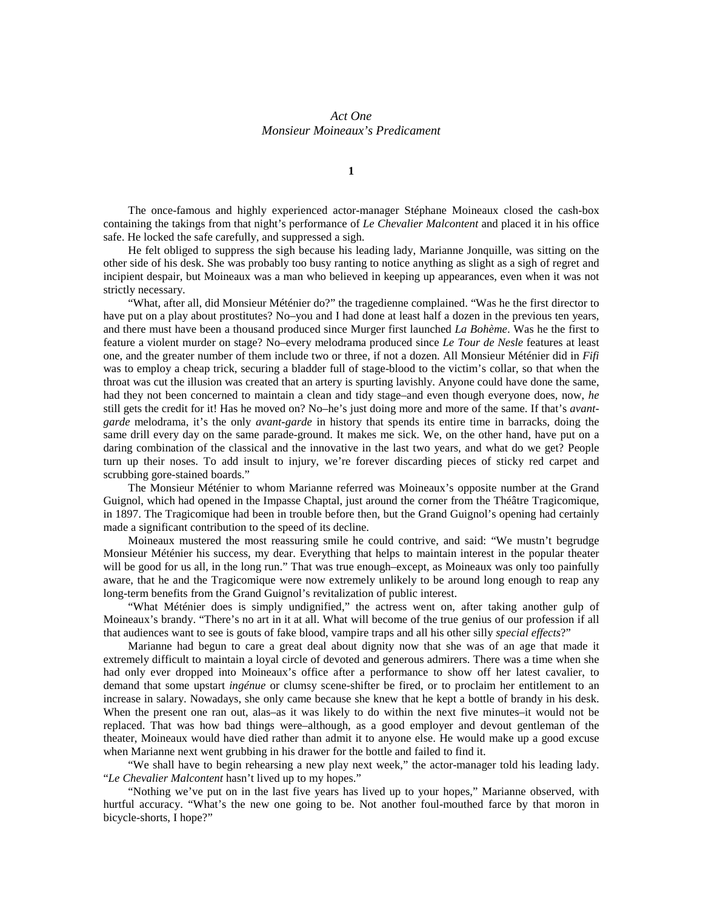# *Act One*
## *Monsieur Moineaux's Predicament*

### 1

The once-famous and highly experienced actor-manager Stéphane Moineaux closed the cash-box containing the takings from that night's performance of *Le Chevalier Malcontent* and placed it in his office safe. He locked the safe carefully, and suppressed a sigh.

He felt obliged to suppress the sigh because his leading lady, Marianne Jonquille, was sitting on the other side of his desk. She was probably too busy ranting to notice anything as slight as a sigh of regret and incipient despair, but Moineaux was a man who believed in keeping up appearances, even when it was not strictly necessary.

"What, after all, did Monsieur Méténier do?" the tragedienne complained. "Was he the first director to have put on a play about prostitutes? No–you and I had done at least half a dozen in the previous ten years, and there must have been a thousand produced since Murger first launched *La Bohème*. Was he the first to feature a violent murder on stage? No–every melodrama produced since *Le Tour de Nesle* features at least one, and the greater number of them include two or three, if not a dozen. All Monsieur Méténier did in *Fifi* was to employ a cheap trick, securing a bladder full of stage-blood to the victim's collar, so that when the throat was cut the illusion was created that an artery is spurting lavishly. Anyone could have done the same, had they not been concerned to maintain a clean and tidy stage–and even though everyone does, now, *he* still gets the credit for it! Has he moved on? No–he's just doing more and more of the same. If that's *avant-garde* melodrama, it's the only *avant-garde* in history that spends its entire time in barracks, doing the same drill every day on the same parade-ground. It makes me sick. We, on the other hand, have put on a daring combination of the classical and the innovative in the last two years, and what do we get? People turn up their noses. To add insult to injury, we're forever discarding pieces of sticky red carpet and scrubbing gore-stained boards."

The Monsieur Méténier to whom Marianne referred was Moineaux's opposite number at the Grand Guignol, which had opened in the Impasse Chaptal, just around the corner from the Théâtre Tragicomique, in 1897. The Tragicomique had been in trouble before then, but the Grand Guignol's opening had certainly made a significant contribution to the speed of its decline.

Moineaux mustered the most reassuring smile he could contrive, and said: "We mustn't begrudge Monsieur Méténier his success, my dear. Everything that helps to maintain interest in the popular theater will be good for us all, in the long run." That was true enough–except, as Moineaux was only too painfully aware, that he and the Tragicomique were now extremely unlikely to be around long enough to reap any long-term benefits from the Grand Guignol's revitalization of public interest.

"What Méténier does is simply undignified," the actress went on, after taking another gulp of Moineaux's brandy. "There's no art in it at all. What will become of the true genius of our profession if all that audiences want to see is gouts of fake blood, vampire traps and all his other silly *special effects*?"

Marianne had begun to care a great deal about dignity now that she was of an age that made it extremely difficult to maintain a loyal circle of devoted and generous admirers. There was a time when she had only ever dropped into Moineaux's office after a performance to show off her latest cavalier, to demand that some upstart *ingénue* or clumsy scene-shifter be fired, or to proclaim her entitlement to an increase in salary. Nowadays, she only came because she knew that he kept a bottle of brandy in his desk. When the present one ran out, alas–as it was likely to do within the next five minutes–it would not be replaced. That was how bad things were–although, as a good employer and devout gentleman of the theater, Moineaux would have died rather than admit it to anyone else. He would make up a good excuse when Marianne next went grubbing in his drawer for the bottle and failed to find it.

"We shall have to begin rehearsing a new play next week," the actor-manager told his leading lady. "*Le Chevalier Malcontent* hasn't lived up to my hopes."

"Nothing we've put on in the last five years has lived up to your hopes," Marianne observed, with hurtful accuracy. "What's the new one going to be. Not another foul-mouthed farce by that moron in bicycle-shorts, I hope?"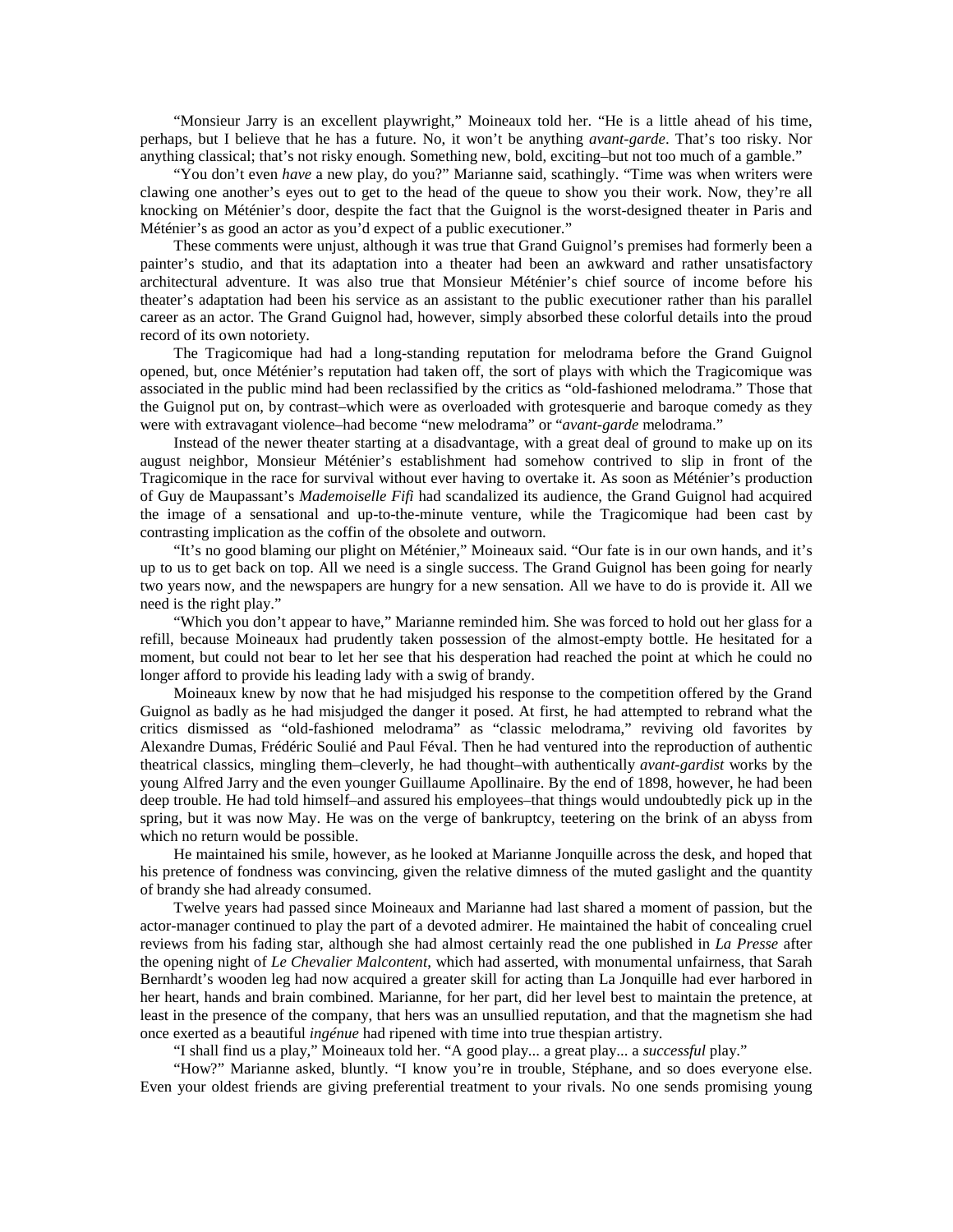"Monsieur Jarry is an excellent playwright," Moineaux told her. "He is a little ahead of his time, perhaps, but I believe that he has a future. No, it won't be anything *avant-garde*. That's too risky. Nor anything classical; that's not risky enough. Something new, bold, exciting–but not too much of a gamble."

"You don't even *have* a new play, do you?" Marianne said, scathingly. "Time was when writers were clawing one another's eyes out to get to the head of the queue to show you their work. Now, they're all knocking on Méténier's door, despite the fact that the Guignol is the worst-designed theater in Paris and Méténier's as good an actor as you'd expect of a public executioner."

These comments were unjust, although it was true that Grand Guignol's premises had formerly been a painter's studio, and that its adaptation into a theater had been an awkward and rather unsatisfactory architectural adventure. It was also true that Monsieur Méténier's chief source of income before his theater's adaptation had been his service as an assistant to the public executioner rather than his parallel career as an actor. The Grand Guignol had, however, simply absorbed these colorful details into the proud record of its own notoriety.

The Tragicomique had had a long-standing reputation for melodrama before the Grand Guignol opened, but, once Méténier's reputation had taken off, the sort of plays with which the Tragicomique was associated in the public mind had been reclassified by the critics as "old-fashioned melodrama." Those that the Guignol put on, by contrast–which were as overloaded with grotesquerie and baroque comedy as they were with extravagant violence–had become "new melodrama" or "*avant-garde* melodrama."

Instead of the newer theater starting at a disadvantage, with a great deal of ground to make up on its august neighbor, Monsieur Méténier's establishment had somehow contrived to slip in front of the Tragicomique in the race for survival without ever having to overtake it. As soon as Méténier's production of Guy de Maupassant's *Mademoiselle Fifi* had scandalized its audience, the Grand Guignol had acquired the image of a sensational and up-to-the-minute venture, while the Tragicomique had been cast by contrasting implication as the coffin of the obsolete and outworn.

"It's no good blaming our plight on Méténier," Moineaux said. "Our fate is in our own hands, and it's up to us to get back on top. All we need is a single success. The Grand Guignol has been going for nearly two years now, and the newspapers are hungry for a new sensation. All we have to do is provide it. All we need is the right play."

"Which you don't appear to have," Marianne reminded him. She was forced to hold out her glass for a refill, because Moineaux had prudently taken possession of the almost-empty bottle. He hesitated for a moment, but could not bear to let her see that his desperation had reached the point at which he could no longer afford to provide his leading lady with a swig of brandy.

Moineaux knew by now that he had misjudged his response to the competition offered by the Grand Guignol as badly as he had misjudged the danger it posed. At first, he had attempted to rebrand what the critics dismissed as "old-fashioned melodrama" as "classic melodrama," reviving old favorites by Alexandre Dumas, Frédéric Soulié and Paul Féval. Then he had ventured into the reproduction of authentic theatrical classics, mingling them–cleverly, he had thought–with authentically *avant-gardist* works by the young Alfred Jarry and the even younger Guillaume Apollinaire. By the end of 1898, however, he had been deep trouble. He had told himself–and assured his employees–that things would undoubtedly pick up in the spring, but it was now May. He was on the verge of bankruptcy, teetering on the brink of an abyss from which no return would be possible.

He maintained his smile, however, as he looked at Marianne Jonquille across the desk, and hoped that his pretence of fondness was convincing, given the relative dimness of the muted gaslight and the quantity of brandy she had already consumed.

Twelve years had passed since Moineaux and Marianne had last shared a moment of passion, but the actor-manager continued to play the part of a devoted admirer. He maintained the habit of concealing cruel reviews from his fading star, although she had almost certainly read the one published in *La Presse* after the opening night of *Le Chevalier Malcontent*, which had asserted, with monumental unfairness, that Sarah Bernhardt's wooden leg had now acquired a greater skill for acting than La Jonquille had ever harbored in her heart, hands and brain combined. Marianne, for her part, did her level best to maintain the pretence, at least in the presence of the company, that hers was an unsullied reputation, and that the magnetism she had once exerted as a beautiful *ingénue* had ripened with time into true thespian artistry.

"I shall find us a play," Moineaux told her. "A good play... a great play... a *successful* play."

"How?" Marianne asked, bluntly. "I know you're in trouble, Stéphane, and so does everyone else. Even your oldest friends are giving preferential treatment to your rivals. No one sends promising young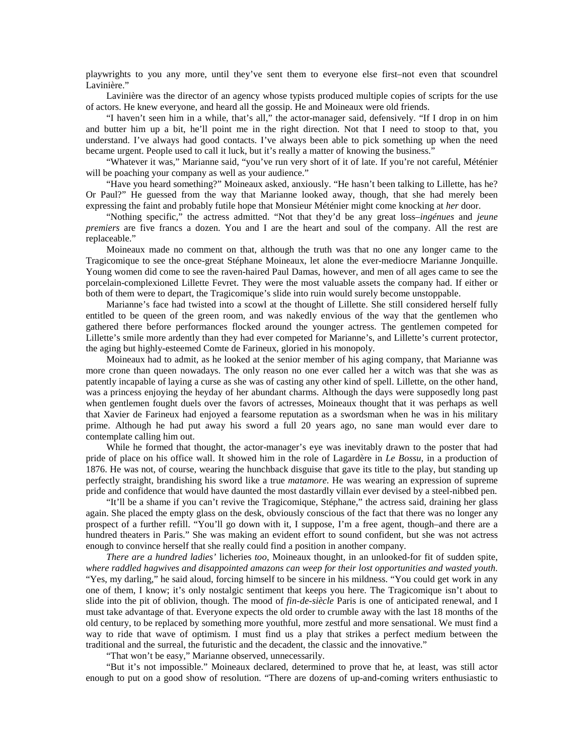playwrights to you any more, until they've sent them to everyone else first–not even that scoundrel Lavinière."

Lavinière was the director of an agency whose typists produced multiple copies of scripts for the use of actors. He knew everyone, and heard all the gossip. He and Moineaux were old friends.

"I haven't seen him in a while, that's all," the actor-manager said, defensively. "If I drop in on him and butter him up a bit, he'll point me in the right direction. Not that I need to stoop to that, you understand. I've always had good contacts. I've always been able to pick something up when the need became urgent. People used to call it luck, but it's really a matter of knowing the business."

"Whatever it was," Marianne said, "you've run very short of it of late. If you're not careful, Méténier will be poaching your company as well as your audience."

"Have you heard something?" Moineaux asked, anxiously. "He hasn't been talking to Lillette, has he? Or Paul?" He guessed from the way that Marianne looked away, though, that she had merely been expressing the faint and probably futile hope that Monsieur Méténier might come knocking at *her* door.

"Nothing specific," the actress admitted. "Not that they'd be any great loss–*ingénues* and *jeune premiers* are five francs a dozen. You and I are the heart and soul of the company. All the rest are replaceable."

Moineaux made no comment on that, although the truth was that no one any longer came to the Tragicomique to see the once-great Stéphane Moineaux, let alone the ever-mediocre Marianne Jonquille. Young women did come to see the raven-haired Paul Damas, however, and men of all ages came to see the porcelain-complexioned Lillette Fevret. They were the most valuable assets the company had. If either or both of them were to depart, the Tragicomique's slide into ruin would surely become unstoppable.

Marianne's face had twisted into a scowl at the thought of Lillette. She still considered herself fully entitled to be queen of the green room, and was nakedly envious of the way that the gentlemen who gathered there before performances flocked around the younger actress. The gentlemen competed for Lillette's smile more ardently than they had ever competed for Marianne's, and Lillette's current protector, the aging but highly-esteemed Comte de Farineux, gloried in his monopoly.

Moineaux had to admit, as he looked at the senior member of his aging company, that Marianne was more crone than queen nowadays. The only reason no one ever called her a witch was that she was as patently incapable of laying a curse as she was of casting any other kind of spell. Lillette, on the other hand, was a princess enjoying the heyday of her abundant charms. Although the days were supposedly long past when gentlemen fought duels over the favors of actresses, Moineaux thought that it was perhaps as well that Xavier de Farineux had enjoyed a fearsome reputation as a swordsman when he was in his military prime. Although he had put away his sword a full 20 years ago, no sane man would ever dare to contemplate calling him out.

While he formed that thought, the actor-manager's eye was inevitably drawn to the poster that had pride of place on his office wall. It showed him in the role of Lagardère in *Le Bossu*, in a production of 1876. He was not, of course, wearing the hunchback disguise that gave its title to the play, but standing up perfectly straight, brandishing his sword like a true *matamore*. He was wearing an expression of supreme pride and confidence that would have daunted the most dastardly villain ever devised by a steel-nibbed pen.

"It'll be a shame if you can't revive the Tragicomique, Stéphane," the actress said, draining her glass again. She placed the empty glass on the desk, obviously conscious of the fact that there was no longer any prospect of a further refill. "You'll go down with it, I suppose, I'm a free agent, though–and there are a hundred theaters in Paris." She was making an evident effort to sound confident, but she was not actress enough to convince herself that she really could find a position in another company.

*There are a hundred ladies'* licheries *too*, Moineaux thought, in an unlooked-for fit of sudden spite, *where raddled hagwives and disappointed amazons can weep for their lost opportunities and wasted youth.* "Yes, my darling," he said aloud, forcing himself to be sincere in his mildness. "You could get work in any one of them, I know; it's only nostalgic sentiment that keeps you here. The Tragicomique isn't about to slide into the pit of oblivion, though. The mood of *fin-de-siècle* Paris is one of anticipated renewal, and I must take advantage of that. Everyone expects the old order to crumble away with the last 18 months of the old century, to be replaced by something more youthful, more zestful and more sensational. We must find a way to ride that wave of optimism. I must find us a play that strikes a perfect medium between the traditional and the surreal, the futuristic and the decadent, the classic and the innovative."

"That won't be easy," Marianne observed, unnecessarily.

"But it's not impossible." Moineaux declared, determined to prove that he, at least, was still actor enough to put on a good show of resolution. "There are dozens of up-and-coming writers enthusiastic to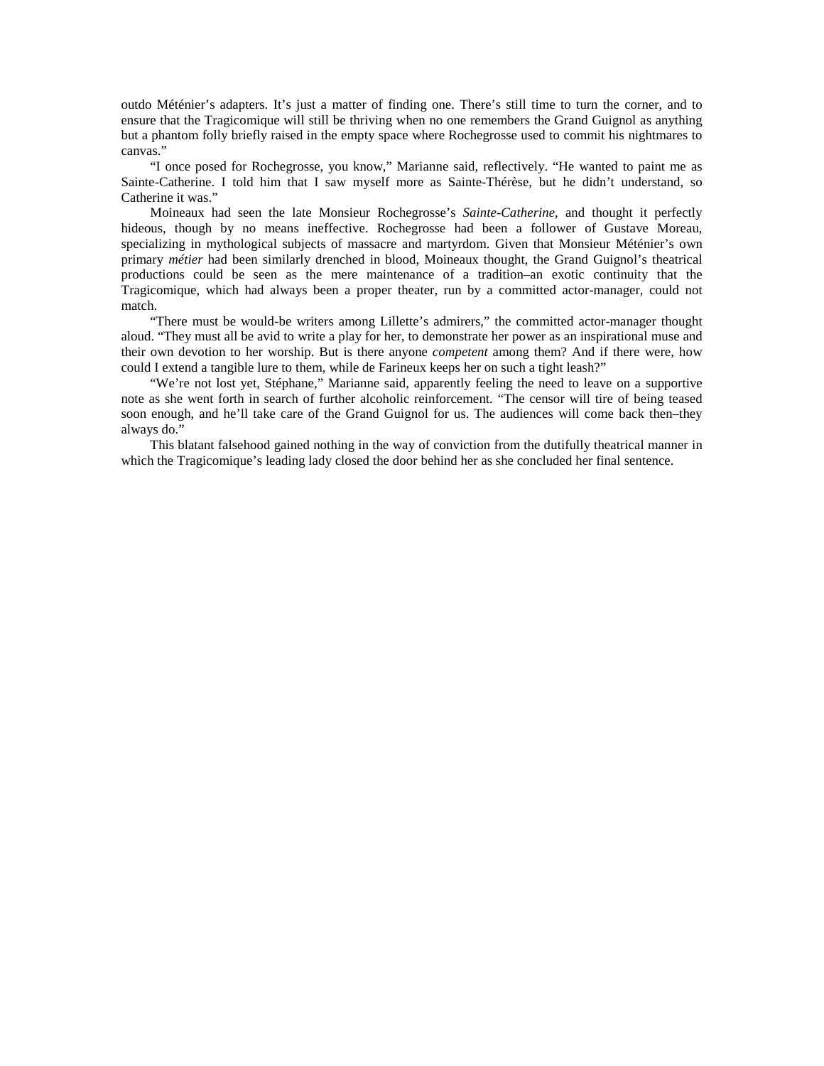outdo Méténier's adapters. It's just a matter of finding one. There's still time to turn the corner, and to ensure that the Tragicomique will still be thriving when no one remembers the Grand Guignol as anything but a phantom folly briefly raised in the empty space where Rochegrosse used to commit his nightmares to canvas."

"I once posed for Rochegrosse, you know," Marianne said, reflectively. "He wanted to paint me as Sainte-Catherine. I told him that I saw myself more as Sainte-Thérèse, but he didn't understand, so Catherine it was."

Moineaux had seen the late Monsieur Rochegrosse's *Sainte-Catherine*, and thought it perfectly hideous, though by no means ineffective. Rochegrosse had been a follower of Gustave Moreau, specializing in mythological subjects of massacre and martyrdom. Given that Monsieur Méténier's own primary *métier* had been similarly drenched in blood, Moineaux thought, the Grand Guignol's theatrical productions could be seen as the mere maintenance of a tradition–an exotic continuity that the Tragicomique, which had always been a proper theater, run by a committed actor-manager, could not match.

"There must be would-be writers among Lillette's admirers," the committed actor-manager thought aloud. "They must all be avid to write a play for her, to demonstrate her power as an inspirational muse and their own devotion to her worship. But is there anyone *competent* among them? And if there were, how could I extend a tangible lure to them, while de Farineux keeps her on such a tight leash?"

"We're not lost yet, Stéphane," Marianne said, apparently feeling the need to leave on a supportive note as she went forth in search of further alcoholic reinforcement. "The censor will tire of being teased soon enough, and he'll take care of the Grand Guignol for us. The audiences will come back then–they always do."

This blatant falsehood gained nothing in the way of conviction from the dutifully theatrical manner in which the Tragicomique's leading lady closed the door behind her as she concluded her final sentence.